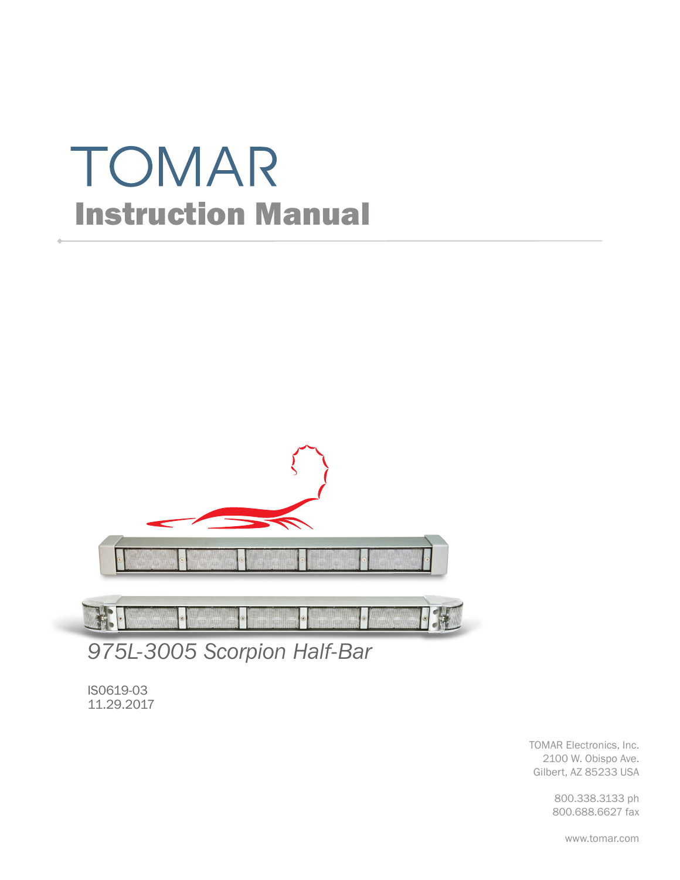# TOMAR

## Instruction Manual

*975L-3005 Scorpion Half-Bar*

IS0619-03
11.29.2017

TOMAR Electronics, Inc.
2100 W. Obispo Ave.
Gilbert, AZ 85233 USA

800.338.3133 ph
800.688.6627 fax

www.tomar.com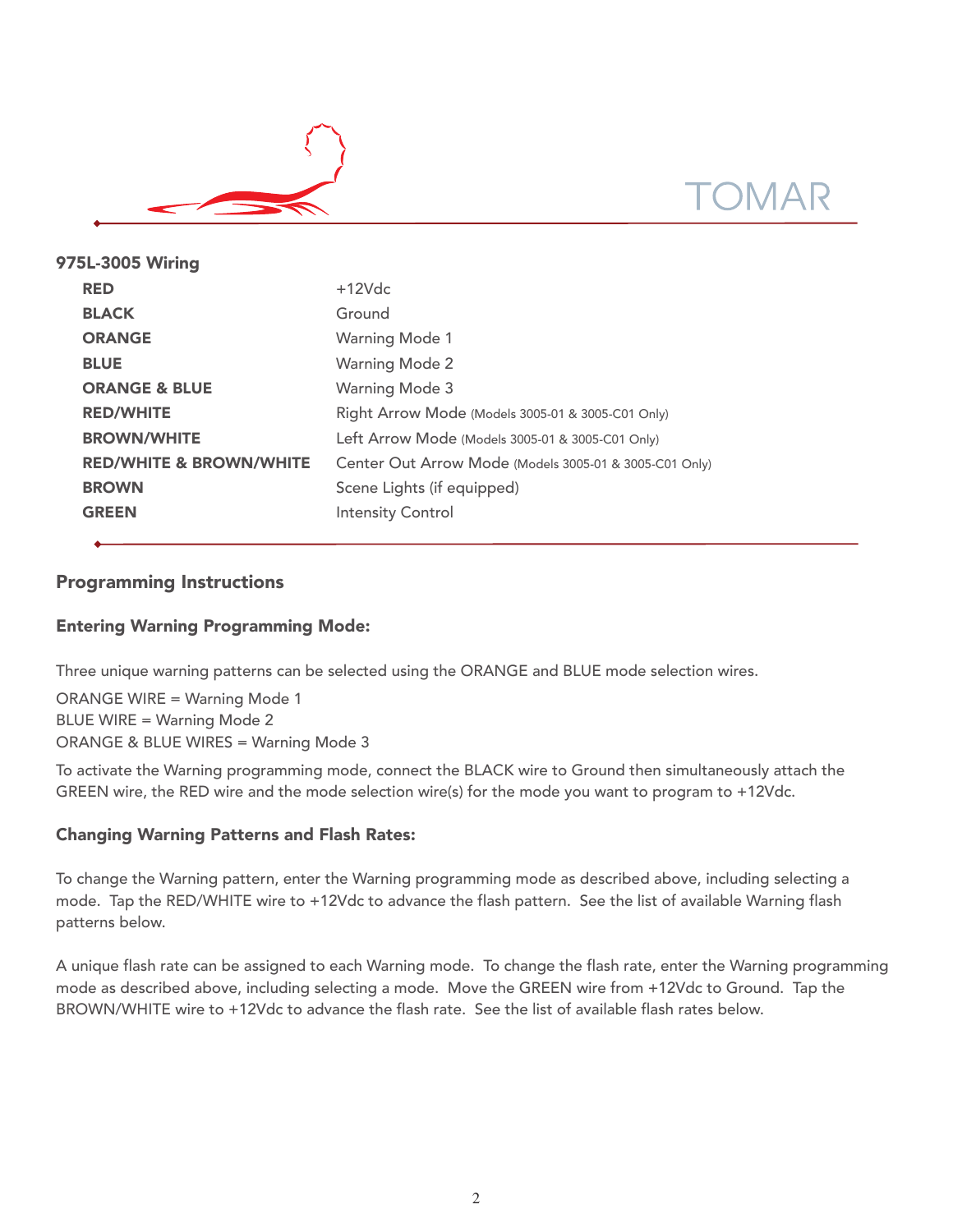## 975L-3005 Wiring

| | |
|---|---|
| **RED** | +12Vdc |
| **BLACK** | Ground |
| **ORANGE** | Warning Mode 1 |
| **BLUE** | Warning Mode 2 |
| **ORANGE & BLUE** | Warning Mode 3 |
| **RED/WHITE** | Right Arrow Mode (Models 3005-01 & 3005-C01 Only) |
| **BROWN/WHITE** | Left Arrow Mode (Models 3005-01 & 3005-C01 Only) |
| **RED/WHITE & BROWN/WHITE** | Center Out Arrow Mode (Models 3005-01 & 3005-C01 Only) |
| **BROWN** | Scene Lights (if equipped) |
| **GREEN** | Intensity Control |

## Programming Instructions

### Entering Warning Programming Mode:

Three unique warning patterns can be selected using the ORANGE and BLUE mode selection wires.

ORANGE WIRE = Warning Mode 1
BLUE WIRE = Warning Mode 2
ORANGE & BLUE WIRES = Warning Mode 3

To activate the Warning programming mode, connect the BLACK wire to Ground then simultaneously attach the GREEN wire, the RED wire and the mode selection wire(s) for the mode you want to program to +12Vdc.

### Changing Warning Patterns and Flash Rates:

To change the Warning pattern, enter the Warning programming mode as described above, including selecting a mode. Tap the RED/WHITE wire to +12Vdc to advance the flash pattern. See the list of available Warning flash patterns below.

A unique flash rate can be assigned to each Warning mode. To change the flash rate, enter the Warning programming mode as described above, including selecting a mode. Move the GREEN wire from +12Vdc to Ground. Tap the BROWN/WHITE wire to +12Vdc to advance the flash rate. See the list of available flash rates below.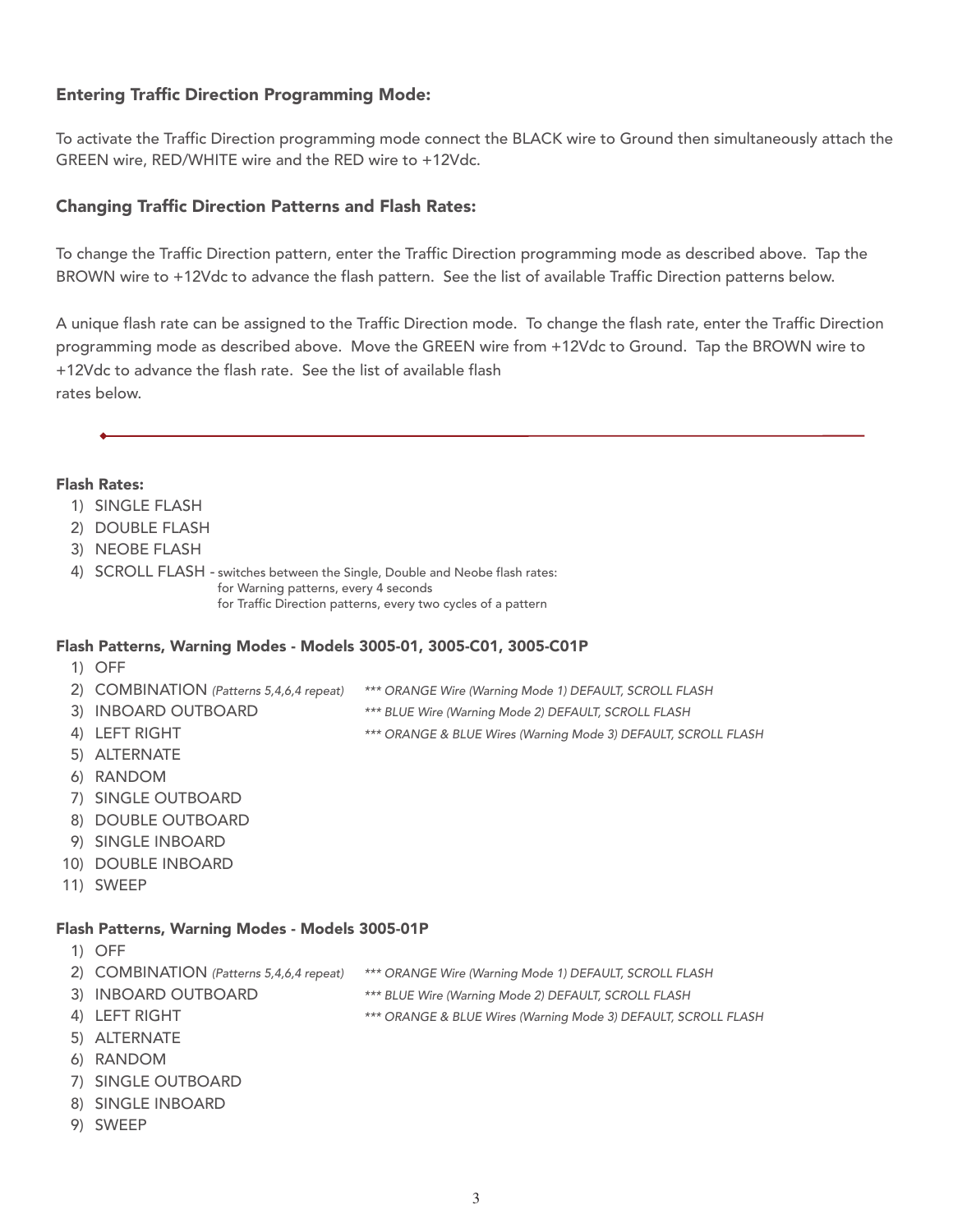### Entering Traffic Direction Programming Mode:

To activate the Traffic Direction programming mode connect the BLACK wire to Ground then simultaneously attach the GREEN wire, RED/WHITE wire and the RED wire to +12Vdc.

### Changing Traffic Direction Patterns and Flash Rates:

To change the Traffic Direction pattern, enter the Traffic Direction programming mode as described above. Tap the BROWN wire to +12Vdc to advance the flash pattern. See the list of available Traffic Direction patterns below.

A unique flash rate can be assigned to the Traffic Direction mode. To change the flash rate, enter the Traffic Direction programming mode as described above. Move the GREEN wire from +12Vdc to Ground. Tap the BROWN wire to +12Vdc to advance the flash rate. See the list of available flash rates below.

---

**Flash Rates:**

1) SINGLE FLASH
2) DOUBLE FLASH
3) NEOBE FLASH
4) SCROLL FLASH - switches between the Single, Double and Neobe flash rates:
   for Warning patterns, every 4 seconds
   for Traffic Direction patterns, every two cycles of a pattern

**Flash Patterns, Warning Modes - Models 3005-01, 3005-C01, 3005-C01P**

1) OFF
2) COMBINATION *(Patterns 5,4,6,4 repeat)* *** *ORANGE Wire (Warning Mode 1) DEFAULT, SCROLL FLASH*
3) INBOARD OUTBOARD *** *BLUE Wire (Warning Mode 2) DEFAULT, SCROLL FLASH*
4) LEFT RIGHT *** *ORANGE & BLUE Wires (Warning Mode 3) DEFAULT, SCROLL FLASH*
5) ALTERNATE
6) RANDOM
7) SINGLE OUTBOARD
8) DOUBLE OUTBOARD
9) SINGLE INBOARD
10) DOUBLE INBOARD
11) SWEEP

**Flash Patterns, Warning Modes - Models 3005-01P**

1) OFF
2) COMBINATION *(Patterns 5,4,6,4 repeat)* *** *ORANGE Wire (Warning Mode 1) DEFAULT, SCROLL FLASH*
3) INBOARD OUTBOARD *** *BLUE Wire (Warning Mode 2) DEFAULT, SCROLL FLASH*
4) LEFT RIGHT *** *ORANGE & BLUE Wires (Warning Mode 3) DEFAULT, SCROLL FLASH*
5) ALTERNATE
6) RANDOM
7) SINGLE OUTBOARD
8) SINGLE INBOARD
9) SWEEP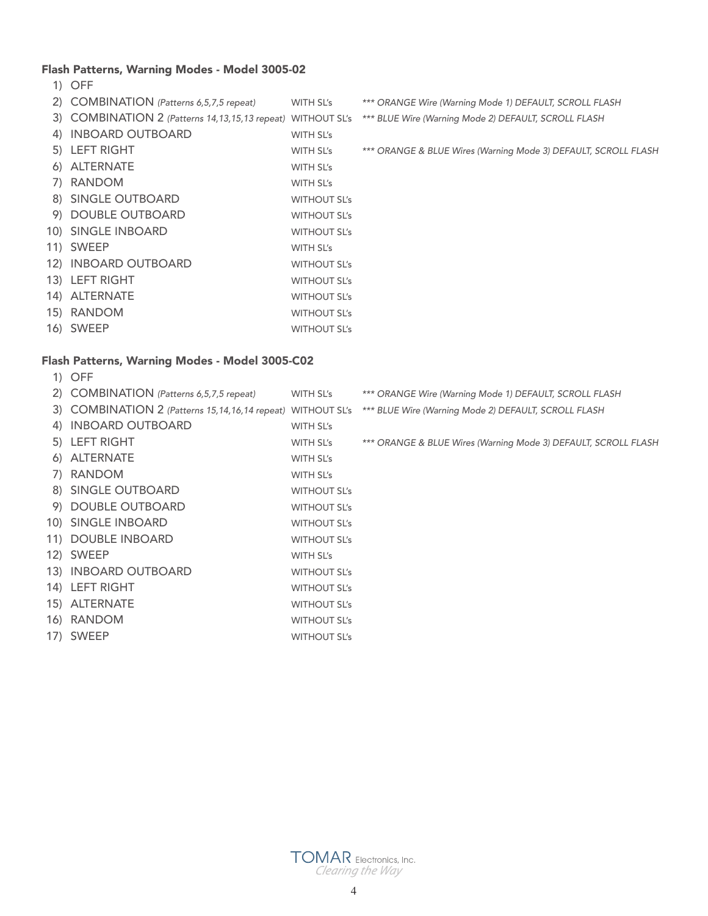### Flash Patterns, Warning Modes - Model 3005-02

1) OFF
2) COMBINATION *(Patterns 6,5,7,5 repeat)* WITH SL's *\*\*\* ORANGE Wire (Warning Mode 1) DEFAULT, SCROLL FLASH*
3) COMBINATION 2 *(Patterns 14,13,15,13 repeat)* WITHOUT SL's *\*\*\* BLUE Wire (Warning Mode 2) DEFAULT, SCROLL FLASH*
4) INBOARD OUTBOARD WITH SL's
5) LEFT RIGHT WITH SL's *\*\*\* ORANGE & BLUE Wires (Warning Mode 3) DEFAULT, SCROLL FLASH*
6) ALTERNATE WITH SL's
7) RANDOM WITH SL's
8) SINGLE OUTBOARD WITHOUT SL's
9) DOUBLE OUTBOARD WITHOUT SL's
10) SINGLE INBOARD WITHOUT SL's
11) SWEEP WITH SL's
12) INBOARD OUTBOARD WITHOUT SL's
13) LEFT RIGHT WITHOUT SL's
14) ALTERNATE WITHOUT SL's
15) RANDOM WITHOUT SL's
16) SWEEP WITHOUT SL's

### Flash Patterns, Warning Modes - Model 3005-C02

1) OFF
2) COMBINATION *(Patterns 6,5,7,5 repeat)* WITH SL's *\*\*\* ORANGE Wire (Warning Mode 1) DEFAULT, SCROLL FLASH*
3) COMBINATION 2 *(Patterns 15,14,16,14 repeat)* WITHOUT SL's *\*\*\* BLUE Wire (Warning Mode 2) DEFAULT, SCROLL FLASH*
4) INBOARD OUTBOARD WITH SL's
5) LEFT RIGHT WITH SL's *\*\*\* ORANGE & BLUE Wires (Warning Mode 3) DEFAULT, SCROLL FLASH*
6) ALTERNATE WITH SL's
7) RANDOM WITH SL's
8) SINGLE OUTBOARD WITHOUT SL's
9) DOUBLE OUTBOARD WITHOUT SL's
10) SINGLE INBOARD WITHOUT SL's
11) DOUBLE INBOARD WITHOUT SL's
12) SWEEP WITH SL's
13) INBOARD OUTBOARD WITHOUT SL's
14) LEFT RIGHT WITHOUT SL's
15) ALTERNATE WITHOUT SL's
16) RANDOM WITHOUT SL's
17) SWEEP WITHOUT SL's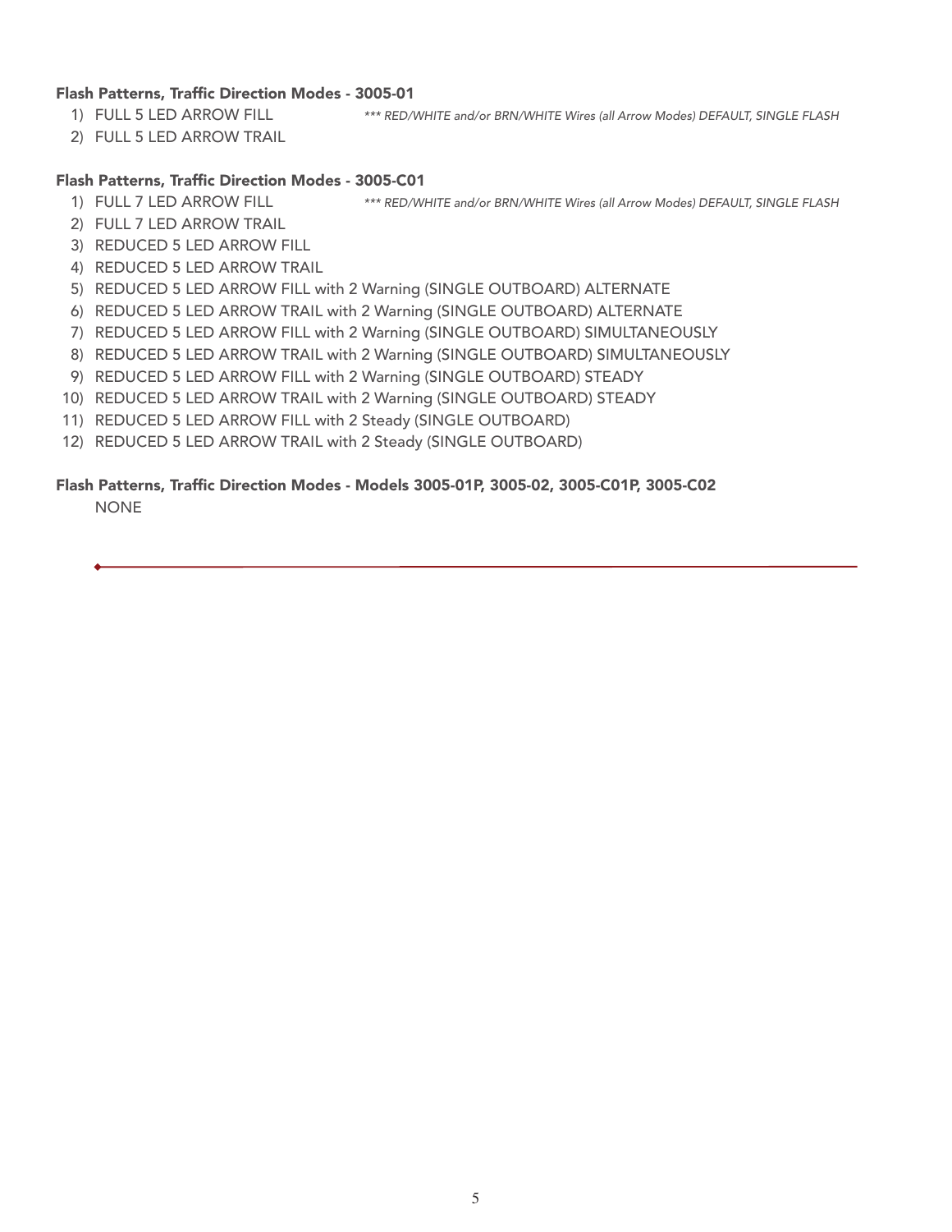**Flash Patterns, Traffic Direction Modes - 3005-01**

1) FULL 5 LED ARROW FILL *\*\*\* RED/WHITE and/or BRN/WHITE Wires (all Arrow Modes) DEFAULT, SINGLE FLASH*
2) FULL 5 LED ARROW TRAIL

**Flash Patterns, Traffic Direction Modes - 3005-C01**

1) FULL 7 LED ARROW FILL *\*\*\* RED/WHITE and/or BRN/WHITE Wires (all Arrow Modes) DEFAULT, SINGLE FLASH*
2) FULL 7 LED ARROW TRAIL
3) REDUCED 5 LED ARROW FILL
4) REDUCED 5 LED ARROW TRAIL
5) REDUCED 5 LED ARROW FILL with 2 Warning (SINGLE OUTBOARD) ALTERNATE
6) REDUCED 5 LED ARROW TRAIL with 2 Warning (SINGLE OUTBOARD) ALTERNATE
7) REDUCED 5 LED ARROW FILL with 2 Warning (SINGLE OUTBOARD) SIMULTANEOUSLY
8) REDUCED 5 LED ARROW TRAIL with 2 Warning (SINGLE OUTBOARD) SIMULTANEOUSLY
9) REDUCED 5 LED ARROW FILL with 2 Warning (SINGLE OUTBOARD) STEADY
10) REDUCED 5 LED ARROW TRAIL with 2 Warning (SINGLE OUTBOARD) STEADY
11) REDUCED 5 LED ARROW FILL with 2 Steady (SINGLE OUTBOARD)
12) REDUCED 5 LED ARROW TRAIL with 2 Steady (SINGLE OUTBOARD)

**Flash Patterns, Traffic Direction Modes - Models 3005-01P, 3005-02, 3005-C01P, 3005-C02**

NONE